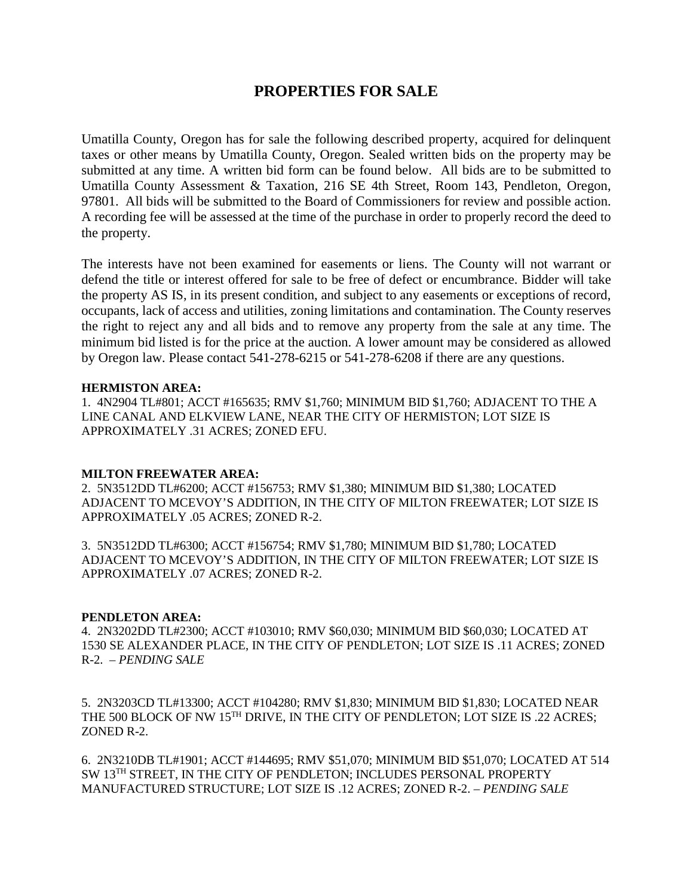# PROPERTIES FOR SALE

Umatilla County, Oregon has for sale the following described property, acquired for delinquent taxes or other means by Umatilla County, Oregon. Sealed written bids on the property may be submitted at any time. A written bid form can be found below. All bids are to be submitted to Umatilla County Assessment & Taxation, 216 SE 4th Street, Room 143, Pendleton, Oregon, 97801. All bids will be submitted to the Board of Commissioners for review and possible action. A recording fee will be assessed at the time of the purchase in order to properly record the deed to the property.

The interests have not been examined for easements or liens. The County will not warrant or defend the title or interest offered for sale to be free of defect or encumbrance. Bidder will take the property AS IS, in its present condition, and subject to any easements or exceptions of record, occupants, lack of access and utilities, zoning limitations and contamination. The County reserves the right to reject any and all bids and to remove any property from the sale at any time. The minimum bid listed is for the price at the auction. A lower amount may be considered as allowed by Oregon law. Please contact 541-278-6215 or 541-278-6208 if there are any questions.

**HERMISTON AREA:**

1. 4N2904 TL#801; ACCT #165635; RMV $1,760; MINIMUM BID $1,760; ADJACENT TO THE A LINE CANAL AND ELKVIEW LANE, NEAR THE CITY OF HERMISTON; LOT SIZE IS APPROXIMATELY .31 ACRES; ZONED EFU.

**MILTON FREEWATER AREA:**

2. 5N3512DD TL#6200; ACCT #156753; RMV $1,380; MINIMUM BID $1,380; LOCATED ADJACENT TO MCEVOY'S ADDITION, IN THE CITY OF MILTON FREEWATER; LOT SIZE IS APPROXIMATELY .05 ACRES; ZONED R-2.

3. 5N3512DD TL#6300; ACCT #156754; RMV $1,780; MINIMUM BID $1,780; LOCATED ADJACENT TO MCEVOY'S ADDITION, IN THE CITY OF MILTON FREEWATER; LOT SIZE IS APPROXIMATELY .07 ACRES; ZONED R-2.

**PENDLETON AREA:**

4. 2N3202DD TL#2300; ACCT #103010; RMV $60,030; MINIMUM BID $60,030; LOCATED AT 1530 SE ALEXANDER PLACE, IN THE CITY OF PENDLETON; LOT SIZE IS .11 ACRES; ZONED R-2. – *PENDING SALE*

5. 2N3203CD TL#13300; ACCT #104280; RMV $1,830; MINIMUM BID $1,830; LOCATED NEAR THE 500 BLOCK OF NW 15TH DRIVE, IN THE CITY OF PENDLETON; LOT SIZE IS .22 ACRES; ZONED R-2.

6. 2N3210DB TL#1901; ACCT #144695; RMV $51,070; MINIMUM BID $51,070; LOCATED AT 514 SW 13TH STREET, IN THE CITY OF PENDLETON; INCLUDES PERSONAL PROPERTY MANUFACTURED STRUCTURE; LOT SIZE IS .12 ACRES; ZONED R-2. – *PENDING SALE*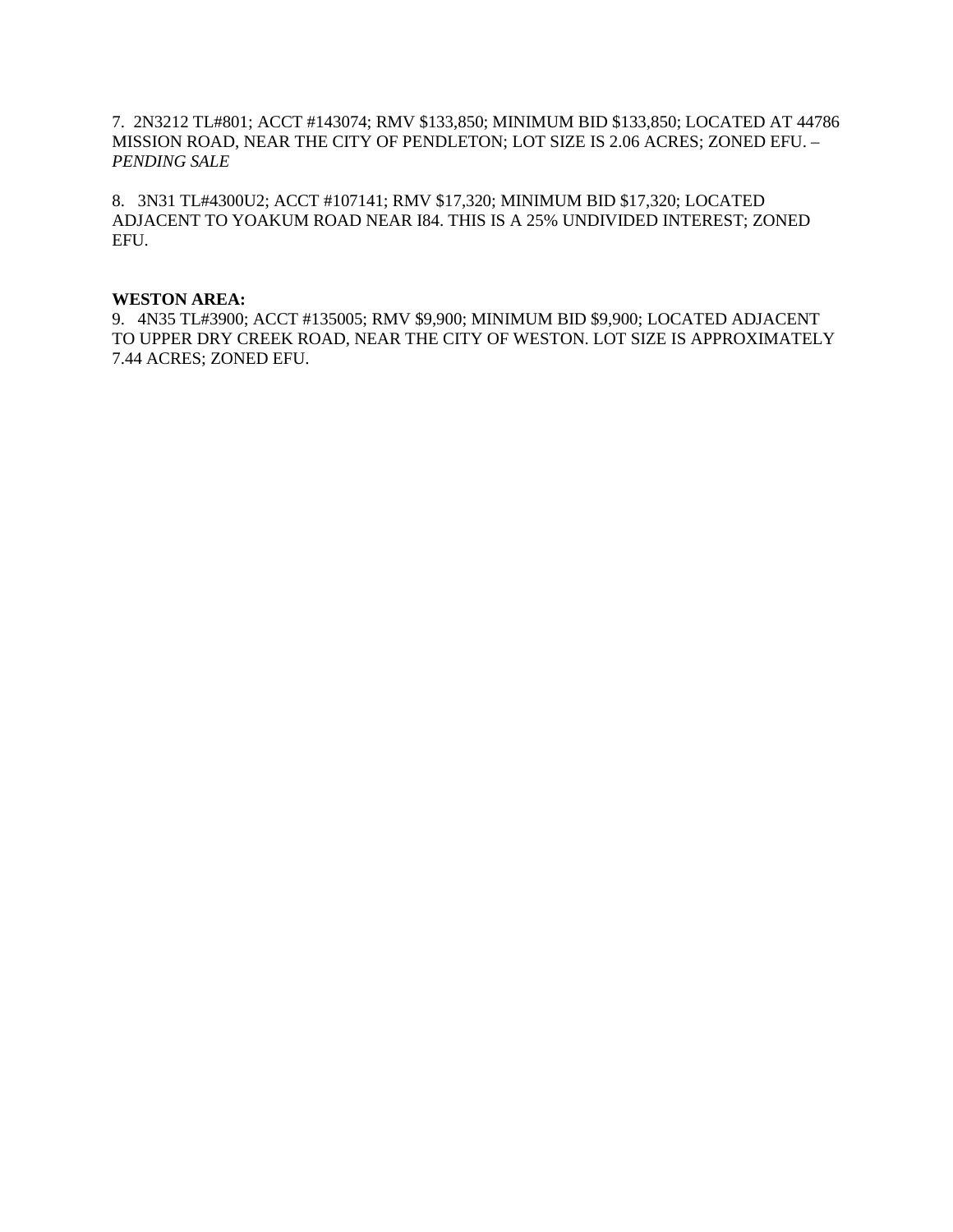7. 2N3212 TL#801; ACCT #143074; RMV $133,850; MINIMUM BID $133,850; LOCATED AT 44786 MISSION ROAD, NEAR THE CITY OF PENDLETON; LOT SIZE IS 2.06 ACRES; ZONED EFU. – *PENDING SALE*

8. 3N31 TL#4300U2; ACCT #107141; RMV $17,320; MINIMUM BID $17,320; LOCATED ADJACENT TO YOAKUM ROAD NEAR I84. THIS IS A 25% UNDIVIDED INTEREST; ZONED EFU.

**WESTON AREA:**

9. 4N35 TL#3900; ACCT #135005; RMV $9,900; MINIMUM BID $9,900; LOCATED ADJACENT TO UPPER DRY CREEK ROAD, NEAR THE CITY OF WESTON. LOT SIZE IS APPROXIMATELY 7.44 ACRES; ZONED EFU.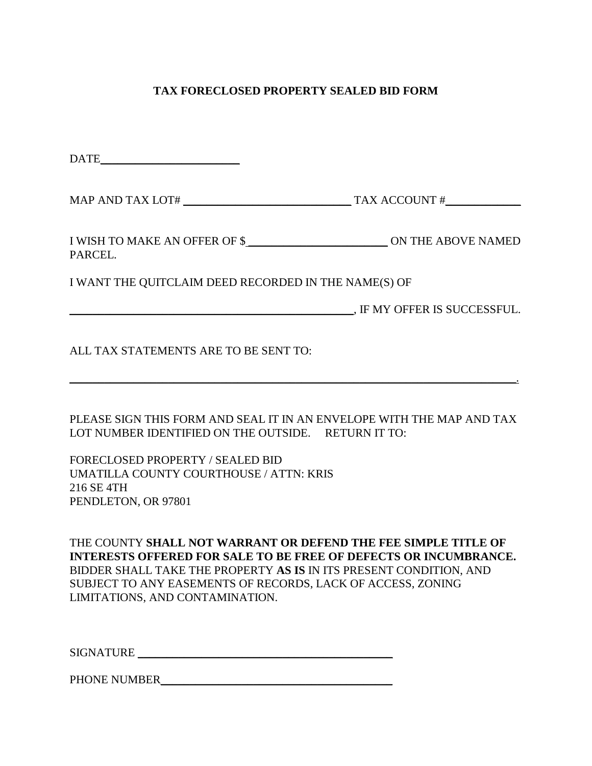# TAX FORECLOSED PROPERTY SEALED BID FORM

DATE________________________

MAP AND TAX LOT# _____________________________ TAX ACCOUNT #_____________

I WISH TO MAKE AN OFFER OF $________________________ ON THE ABOVE NAMED PARCEL.

I WANT THE QUITCLAIM DEED RECORDED IN THE NAME(S) OF

__________________________________________________, IF MY OFFER IS SUCCESSFUL.

ALL TAX STATEMENTS ARE TO BE SENT TO:

______________________________________________________________________________.

PLEASE SIGN THIS FORM AND SEAL IT IN AN ENVELOPE WITH THE MAP AND TAX LOT NUMBER IDENTIFIED ON THE OUTSIDE. RETURN IT TO:

FORECLOSED PROPERTY / SEALED BID
UMATILLA COUNTY COURTHOUSE / ATTN: KRIS
216 SE 4TH
PENDLETON, OR 97801

THE COUNTY **SHALL NOT WARRANT OR DEFEND THE FEE SIMPLE TITLE OF INTERESTS OFFERED FOR SALE TO BE FREE OF DEFECTS OR INCUMBRANCE.** BIDDER SHALL TAKE THE PROPERTY **AS IS** IN ITS PRESENT CONDITION, AND SUBJECT TO ANY EASEMENTS OF RECORDS, LACK OF ACCESS, ZONING LIMITATIONS, AND CONTAMINATION.

SIGNATURE ____________________________________________

PHONE NUMBER________________________________________